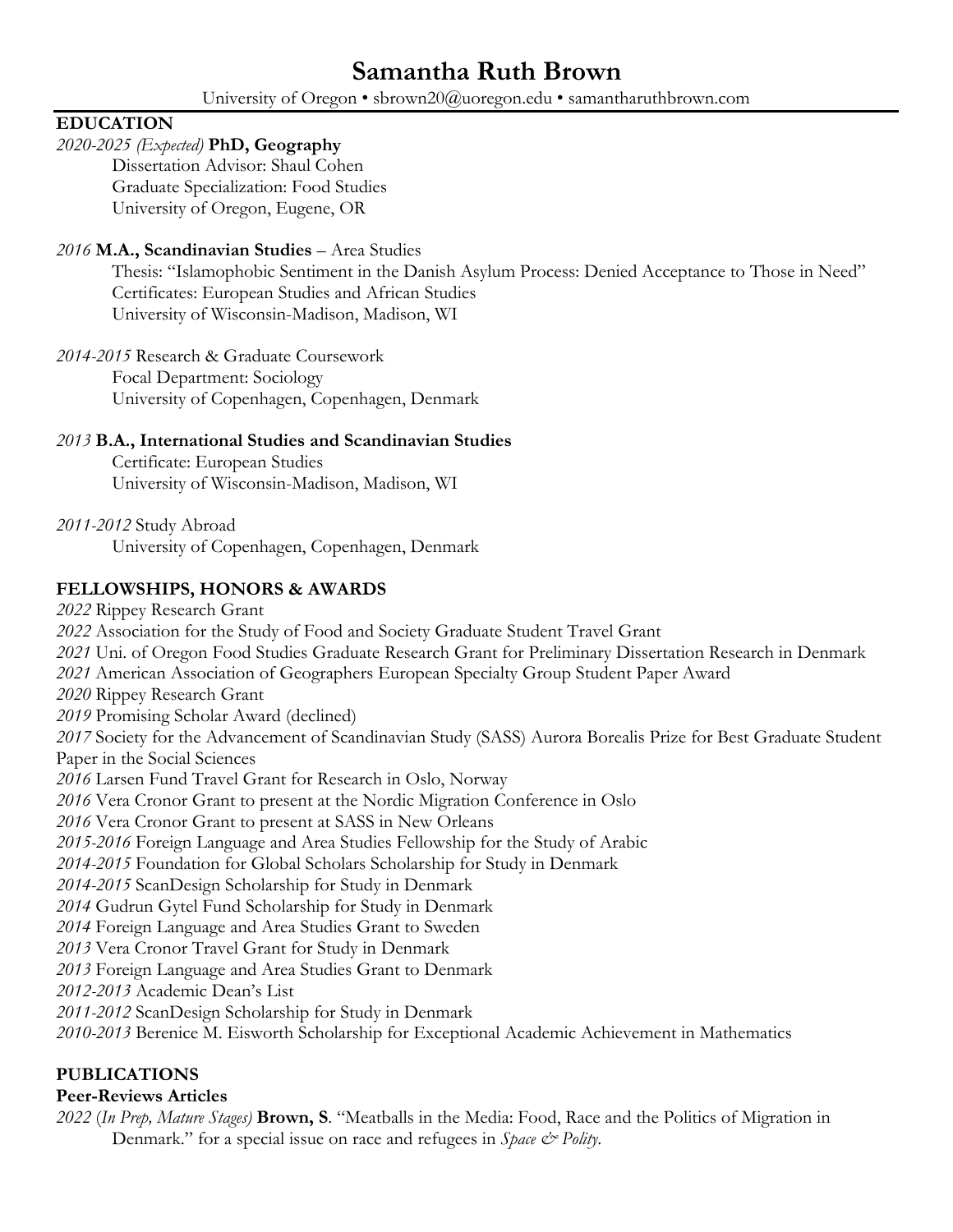# Samantha Ruth Brown

University of Oregon • sbrown20@uoregon.edu • samantharuthbrown.com

## EDUCATION

*2020-2025 (Expected)* **PhD, Geography**
Dissertation Advisor: Shaul Cohen
Graduate Specialization: Food Studies
University of Oregon, Eugene, OR

*2016* **M.A., Scandinavian Studies** – Area Studies
Thesis: "Islamophobic Sentiment in the Danish Asylum Process: Denied Acceptance to Those in Need"
Certificates: European Studies and African Studies
University of Wisconsin-Madison, Madison, WI

*2014-2015* Research & Graduate Coursework
Focal Department: Sociology
University of Copenhagen, Copenhagen, Denmark

*2013* **B.A., International Studies and Scandinavian Studies**
Certificate: European Studies
University of Wisconsin-Madison, Madison, WI

*2011-2012* Study Abroad
University of Copenhagen, Copenhagen, Denmark

## FELLOWSHIPS, HONORS & AWARDS

*2022* Rippey Research Grant
*2022* Association for the Study of Food and Society Graduate Student Travel Grant
*2021* Uni. of Oregon Food Studies Graduate Research Grant for Preliminary Dissertation Research in Denmark
*2021* American Association of Geographers European Specialty Group Student Paper Award
*2020* Rippey Research Grant
*2019* Promising Scholar Award (declined)
*2017* Society for the Advancement of Scandinavian Study (SASS) Aurora Borealis Prize for Best Graduate Student Paper in the Social Sciences
*2016* Larsen Fund Travel Grant for Research in Oslo, Norway
*2016* Vera Cronor Grant to present at the Nordic Migration Conference in Oslo
*2016* Vera Cronor Grant to present at SASS in New Orleans
*2015-2016* Foreign Language and Area Studies Fellowship for the Study of Arabic
*2014-2015* Foundation for Global Scholars Scholarship for Study in Denmark
*2014-2015* ScanDesign Scholarship for Study in Denmark
*2014* Gudrun Gytel Fund Scholarship for Study in Denmark
*2014* Foreign Language and Area Studies Grant to Sweden
*2013* Vera Cronor Travel Grant for Study in Denmark
*2013* Foreign Language and Area Studies Grant to Denmark
*2012-2013* Academic Dean's List
*2011-2012* ScanDesign Scholarship for Study in Denmark
*2010-2013* Berenice M. Eisworth Scholarship for Exceptional Academic Achievement in Mathematics

## PUBLICATIONS

### Peer-Reviews Articles

*2022* (*In Prep, Mature Stages)* **Brown, S**. "Meatballs in the Media: Food, Race and the Politics of Migration in Denmark." for a special issue on race and refugees in *Space & Polity*.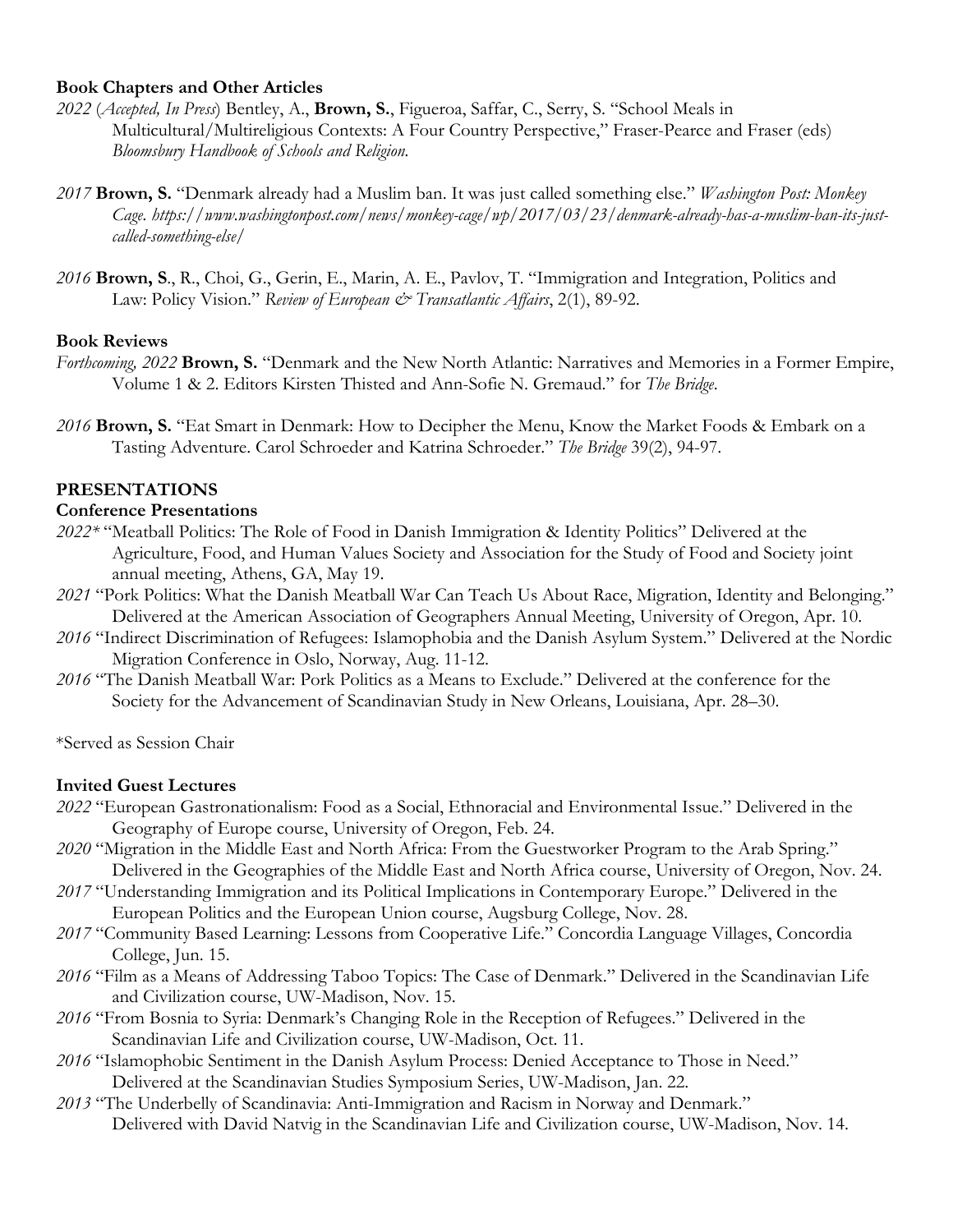### Book Chapters and Other Articles

*2022* (*Accepted, In Press*) Bentley, A., **Brown, S.**, Figueroa, Saffar, C., Serry, S. "School Meals in Multicultural/Multireligious Contexts: A Four Country Perspective," Fraser-Pearce and Fraser (eds) *Bloomsbury Handbook of Schools and Religion.*

*2017* **Brown, S.** "Denmark already had a Muslim ban. It was just called something else." *Washington Post: Monkey Cage. https://www.washingtonpost.com/news/monkey-cage/wp/2017/03/23/denmark-already-has-a-muslim-ban-its-just-called-something-else/*

*2016* **Brown, S**., R., Choi, G., Gerin, E., Marin, A. E., Pavlov, T. "Immigration and Integration, Politics and Law: Policy Vision." *Review of European & Transatlantic Affairs*, 2(1), 89-92.

### Book Reviews

*Forthcoming, 2022* **Brown, S.** "Denmark and the New North Atlantic: Narratives and Memories in a Former Empire, Volume 1 & 2. Editors Kirsten Thisted and Ann-Sofie N. Gremaud." for *The Bridge.*

*2016* **Brown, S.** "Eat Smart in Denmark: How to Decipher the Menu, Know the Market Foods & Embark on a Tasting Adventure. Carol Schroeder and Katrina Schroeder." *The Bridge* 39(2), 94-97.

## PRESENTATIONS

### Conference Presentations

*2022** "Meatball Politics: The Role of Food in Danish Immigration & Identity Politics" Delivered at the Agriculture, Food, and Human Values Society and Association for the Study of Food and Society joint annual meeting, Athens, GA, May 19.

*2021* "Pork Politics: What the Danish Meatball War Can Teach Us About Race, Migration, Identity and Belonging." Delivered at the American Association of Geographers Annual Meeting, University of Oregon, Apr. 10.

*2016* "Indirect Discrimination of Refugees: Islamophobia and the Danish Asylum System." Delivered at the Nordic Migration Conference in Oslo, Norway, Aug. 11-12.

*2016* "The Danish Meatball War: Pork Politics as a Means to Exclude." Delivered at the conference for the Society for the Advancement of Scandinavian Study in New Orleans, Louisiana, Apr. 28–30.

*Served as Session Chair

### Invited Guest Lectures

*2022* "European Gastronationalism: Food as a Social, Ethnoracial and Environmental Issue." Delivered in the Geography of Europe course, University of Oregon, Feb. 24.

*2020* "Migration in the Middle East and North Africa: From the Guestworker Program to the Arab Spring." Delivered in the Geographies of the Middle East and North Africa course, University of Oregon, Nov. 24.

*2017* "Understanding Immigration and its Political Implications in Contemporary Europe." Delivered in the European Politics and the European Union course, Augsburg College, Nov. 28.

*2017* "Community Based Learning: Lessons from Cooperative Life." Concordia Language Villages, Concordia College, Jun. 15.

*2016* "Film as a Means of Addressing Taboo Topics: The Case of Denmark." Delivered in the Scandinavian Life and Civilization course, UW-Madison, Nov. 15.

*2016* "From Bosnia to Syria: Denmark's Changing Role in the Reception of Refugees." Delivered in the Scandinavian Life and Civilization course, UW-Madison, Oct. 11.

*2016* "Islamophobic Sentiment in the Danish Asylum Process: Denied Acceptance to Those in Need." Delivered at the Scandinavian Studies Symposium Series, UW-Madison, Jan. 22.

*2013* "The Underbelly of Scandinavia: Anti-Immigration and Racism in Norway and Denmark." Delivered with David Natvig in the Scandinavian Life and Civilization course, UW-Madison, Nov. 14.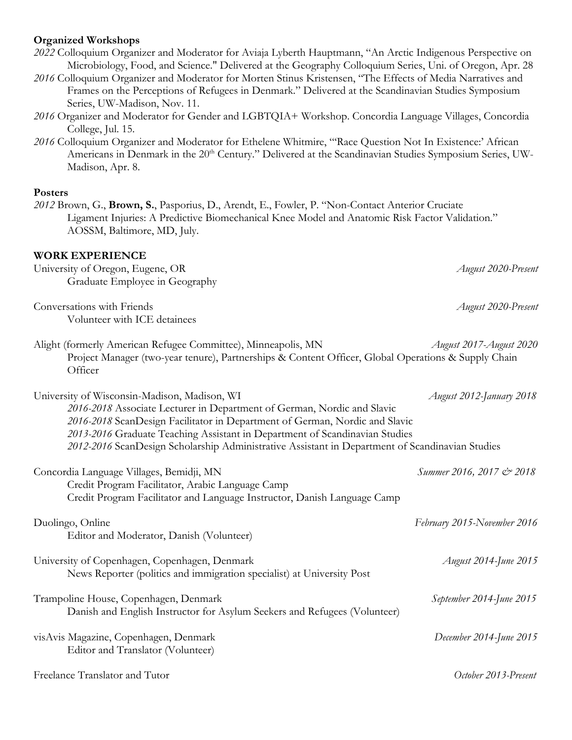**Organized Workshops**

*2022* Colloquium Organizer and Moderator for Aviaja Lyberth Hauptmann, "An Arctic Indigenous Perspective on Microbiology, Food, and Science." Delivered at the Geography Colloquium Series, Uni. of Oregon, Apr. 28

*2016* Colloquium Organizer and Moderator for Morten Stinus Kristensen, "The Effects of Media Narratives and Frames on the Perceptions of Refugees in Denmark." Delivered at the Scandinavian Studies Symposium Series, UW-Madison, Nov. 11.

*2016* Organizer and Moderator for Gender and LGBTQIA+ Workshop. Concordia Language Villages, Concordia College, Jul. 15.

*2016* Colloquium Organizer and Moderator for Ethelene Whitmire, "'Race Question Not In Existence:' African Americans in Denmark in the 20th Century." Delivered at the Scandinavian Studies Symposium Series, UW-Madison, Apr. 8.

**Posters**

*2012* Brown, G., **Brown, S.**, Pasporius, D., Arendt, E., Fowler, P. "Non-Contact Anterior Cruciate Ligament Injuries: A Predictive Biomechanical Knee Model and Anatomic Risk Factor Validation." AOSSM, Baltimore, MD, July.

## WORK EXPERIENCE

University of Oregon, Eugene, OR — *August 2020-Present*
Graduate Employee in Geography

Conversations with Friends — *August 2020-Present*
Volunteer with ICE detainees

Alight (formerly American Refugee Committee), Minneapolis, MN — *August 2017-August 2020*
Project Manager (two-year tenure), Partnerships & Content Officer, Global Operations & Supply Chain Officer

University of Wisconsin-Madison, Madison, WI — *August 2012-January 2018*
*2016-2018* Associate Lecturer in Department of German, Nordic and Slavic
*2016-2018* ScanDesign Facilitator in Department of German, Nordic and Slavic
*2013-2016* Graduate Teaching Assistant in Department of Scandinavian Studies
*2012-2016* ScanDesign Scholarship Administrative Assistant in Department of Scandinavian Studies

Concordia Language Villages, Bemidji, MN — *Summer 2016, 2017 & 2018*
Credit Program Facilitator, Arabic Language Camp
Credit Program Facilitator and Language Instructor, Danish Language Camp

Duolingo, Online — *February 2015-November 2016*
Editor and Moderator, Danish (Volunteer)

University of Copenhagen, Copenhagen, Denmark — *August 2014-June 2015*
News Reporter (politics and immigration specialist) at University Post

Trampoline House, Copenhagen, Denmark — *September 2014-June 2015*
Danish and English Instructor for Asylum Seekers and Refugees (Volunteer)

visAvis Magazine, Copenhagen, Denmark — *December 2014-June 2015*
Editor and Translator (Volunteer)

Freelance Translator and Tutor — *October 2013-Present*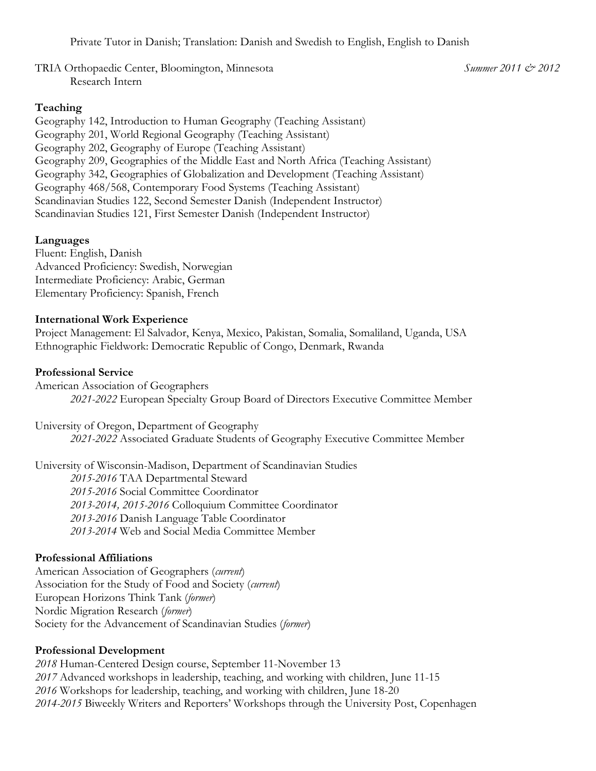Private Tutor in Danish; Translation: Danish and Swedish to English, English to Danish

TRIA Orthopaedic Center, Bloomington, Minnesota *Summer 2011 & 2012*
Research Intern

**Teaching**

Geography 142, Introduction to Human Geography (Teaching Assistant)
Geography 201, World Regional Geography (Teaching Assistant)
Geography 202, Geography of Europe (Teaching Assistant)
Geography 209, Geographies of the Middle East and North Africa (Teaching Assistant)
Geography 342, Geographies of Globalization and Development (Teaching Assistant)
Geography 468/568, Contemporary Food Systems (Teaching Assistant)
Scandinavian Studies 122, Second Semester Danish (Independent Instructor)
Scandinavian Studies 121, First Semester Danish (Independent Instructor)

**Languages**

Fluent: English, Danish
Advanced Proficiency: Swedish, Norwegian
Intermediate Proficiency: Arabic, German
Elementary Proficiency: Spanish, French

**International Work Experience**

Project Management: El Salvador, Kenya, Mexico, Pakistan, Somalia, Somaliland, Uganda, USA
Ethnographic Fieldwork: Democratic Republic of Congo, Denmark, Rwanda

**Professional Service**

American Association of Geographers
*2021-2022* European Specialty Group Board of Directors Executive Committee Member

University of Oregon, Department of Geography
*2021-2022* Associated Graduate Students of Geography Executive Committee Member

University of Wisconsin-Madison, Department of Scandinavian Studies
*2015-2016* TAA Departmental Steward
*2015-2016* Social Committee Coordinator
*2013-2014, 2015-2016* Colloquium Committee Coordinator
*2013-2016* Danish Language Table Coordinator
*2013-2014* Web and Social Media Committee Member

**Professional Affiliations**

American Association of Geographers (*current*)
Association for the Study of Food and Society (*current*)
European Horizons Think Tank (*former*)
Nordic Migration Research (*former*)
Society for the Advancement of Scandinavian Studies (*former*)

**Professional Development**

*2018* Human-Centered Design course, September 11-November 13
*2017* Advanced workshops in leadership, teaching, and working with children, June 11-15
*2016* Workshops for leadership, teaching, and working with children, June 18-20
*2014-2015* Biweekly Writers and Reporters' Workshops through the University Post, Copenhagen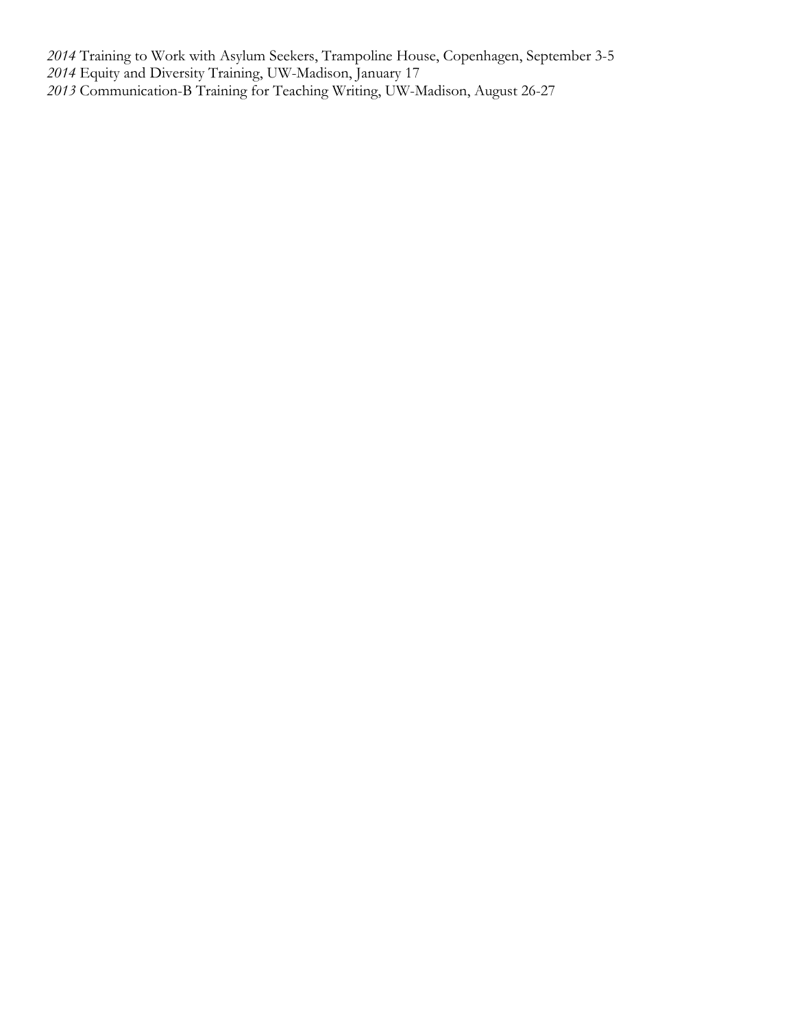*2014* Training to Work with Asylum Seekers, Trampoline House, Copenhagen, September 3-5
*2014* Equity and Diversity Training, UW-Madison, January 17
*2013* Communication-B Training for Teaching Writing, UW-Madison, August 26-27